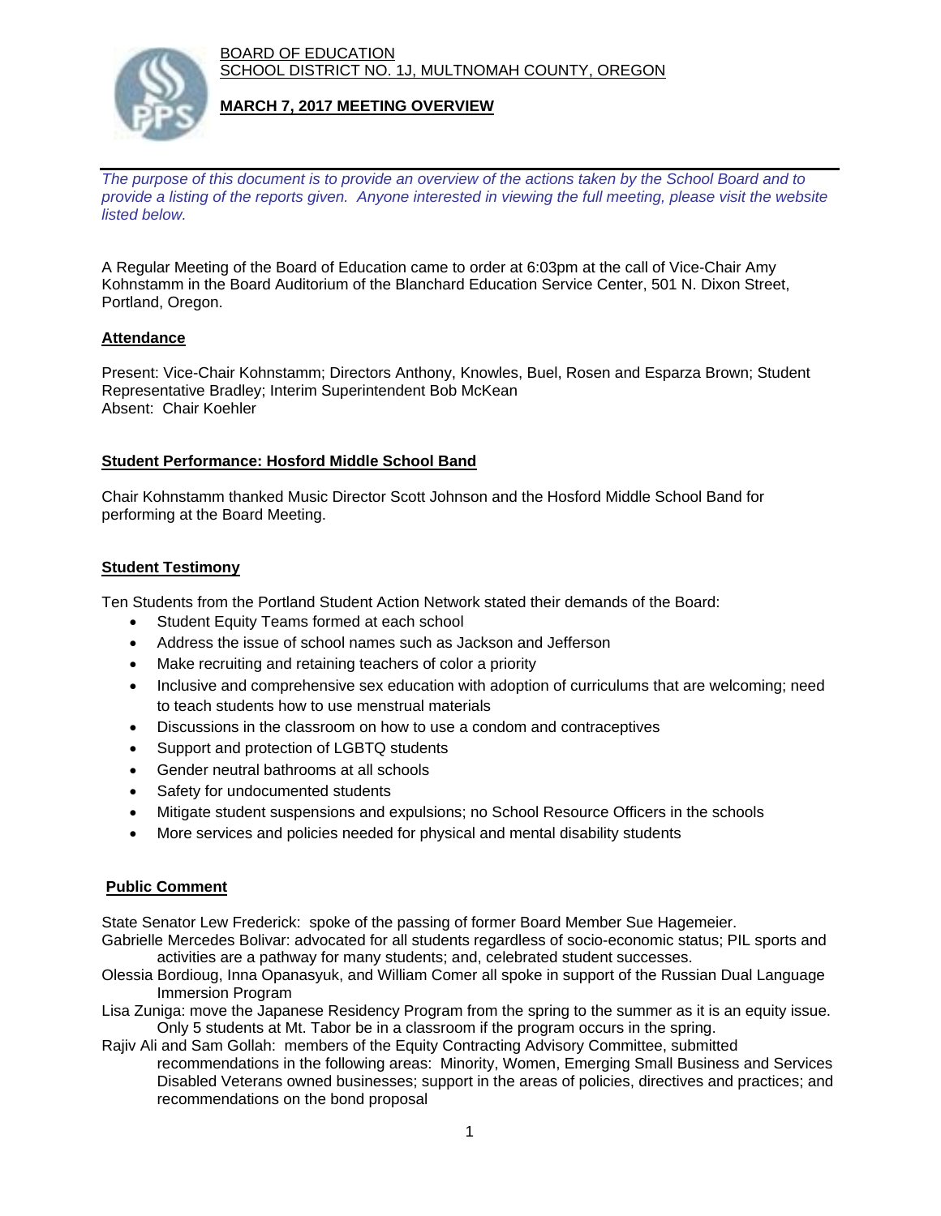BOARD OF EDUCATION
SCHOOL DISTRICT NO. 1J, MULTNOMAH COUNTY, OREGON

# MARCH 7, 2017 MEETING OVERVIEW

*The purpose of this document is to provide an overview of the actions taken by the School Board and to provide a listing of the reports given. Anyone interested in viewing the full meeting, please visit the website listed below.*

A Regular Meeting of the Board of Education came to order at 6:03pm at the call of Vice-Chair Amy Kohnstamm in the Board Auditorium of the Blanchard Education Service Center, 501 N. Dixon Street, Portland, Oregon.

## Attendance

Present: Vice-Chair Kohnstamm; Directors Anthony, Knowles, Buel, Rosen and Esparza Brown; Student Representative Bradley; Interim Superintendent Bob McKean
Absent: Chair Koehler

## Student Performance: Hosford Middle School Band

Chair Kohnstamm thanked Music Director Scott Johnson and the Hosford Middle School Band for performing at the Board Meeting.

## Student Testimony

Ten Students from the Portland Student Action Network stated their demands of the Board:

- Student Equity Teams formed at each school
- Address the issue of school names such as Jackson and Jefferson
- Make recruiting and retaining teachers of color a priority
- Inclusive and comprehensive sex education with adoption of curriculums that are welcoming; need to teach students how to use menstrual materials
- Discussions in the classroom on how to use a condom and contraceptives
- Support and protection of LGBTQ students
- Gender neutral bathrooms at all schools
- Safety for undocumented students
- Mitigate student suspensions and expulsions; no School Resource Officers in the schools
- More services and policies needed for physical and mental disability students

## Public Comment

State Senator Lew Frederick: spoke of the passing of former Board Member Sue Hagemeier.

Gabrielle Mercedes Bolivar: advocated for all students regardless of socio-economic status; PIL sports and activities are a pathway for many students; and, celebrated student successes.

Olessia Bordioug, Inna Opanasyuk, and William Comer all spoke in support of the Russian Dual Language Immersion Program

Lisa Zuniga: move the Japanese Residency Program from the spring to the summer as it is an equity issue. Only 5 students at Mt. Tabor be in a classroom if the program occurs in the spring.

Rajiv Ali and Sam Gollah: members of the Equity Contracting Advisory Committee, submitted recommendations in the following areas: Minority, Women, Emerging Small Business and Services Disabled Veterans owned businesses; support in the areas of policies, directives and practices; and recommendations on the bond proposal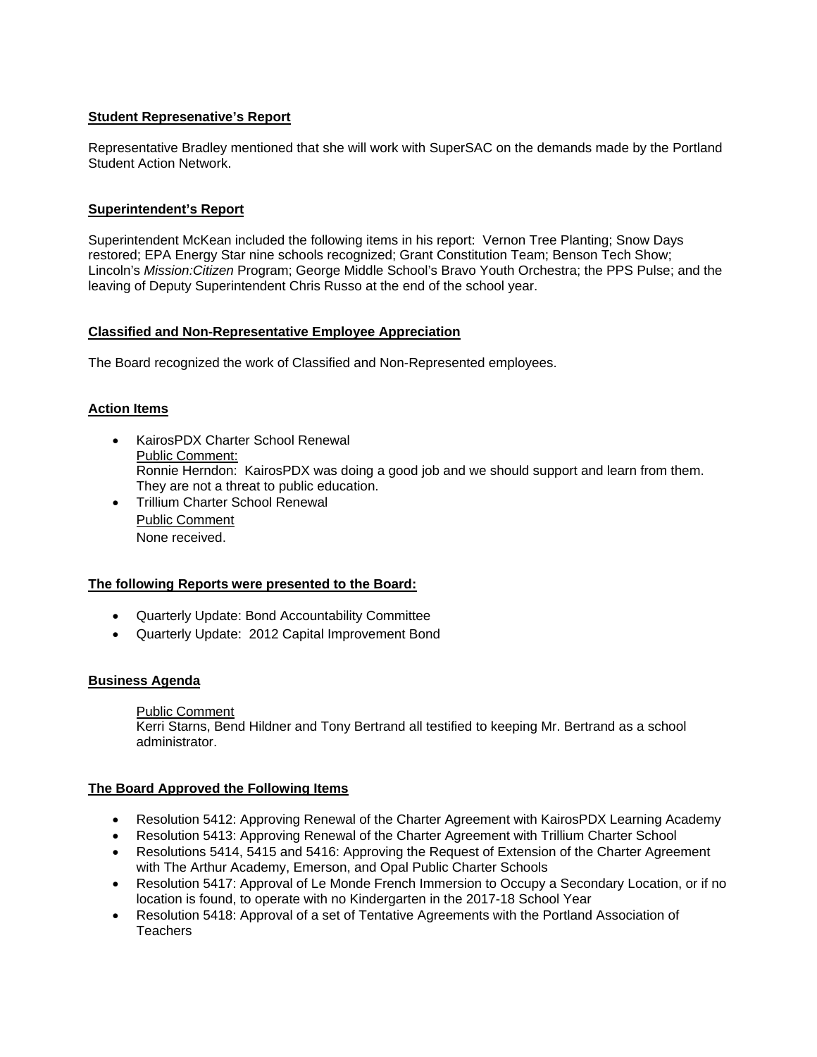**Student Represenative's Report**

Representative Bradley mentioned that she will work with SuperSAC on the demands made by the Portland Student Action Network.

**Superintendent's Report**

Superintendent McKean included the following items in his report: Vernon Tree Planting; Snow Days restored; EPA Energy Star nine schools recognized; Grant Constitution Team; Benson Tech Show; Lincoln's *Mission:Citizen* Program; George Middle School's Bravo Youth Orchestra; the PPS Pulse; and the leaving of Deputy Superintendent Chris Russo at the end of the school year.

**Classified and Non-Representative Employee Appreciation**

The Board recognized the work of Classified and Non-Represented employees.

**Action Items**

- KairosPDX Charter School Renewal
  Public Comment:
  Ronnie Herndon: KairosPDX was doing a good job and we should support and learn from them. They are not a threat to public education.
- Trillium Charter School Renewal
  Public Comment
  None received.

**The following Reports were presented to the Board:**

- Quarterly Update: Bond Accountability Committee
- Quarterly Update: 2012 Capital Improvement Bond

**Business Agenda**

Public Comment
Kerri Starns, Bend Hildner and Tony Bertrand all testified to keeping Mr. Bertrand as a school administrator.

**The Board Approved the Following Items**

- Resolution 5412: Approving Renewal of the Charter Agreement with KairosPDX Learning Academy
- Resolution 5413: Approving Renewal of the Charter Agreement with Trillium Charter School
- Resolutions 5414, 5415 and 5416: Approving the Request of Extension of the Charter Agreement with The Arthur Academy, Emerson, and Opal Public Charter Schools
- Resolution 5417: Approval of Le Monde French Immersion to Occupy a Secondary Location, or if no location is found, to operate with no Kindergarten in the 2017-18 School Year
- Resolution 5418: Approval of a set of Tentative Agreements with the Portland Association of Teachers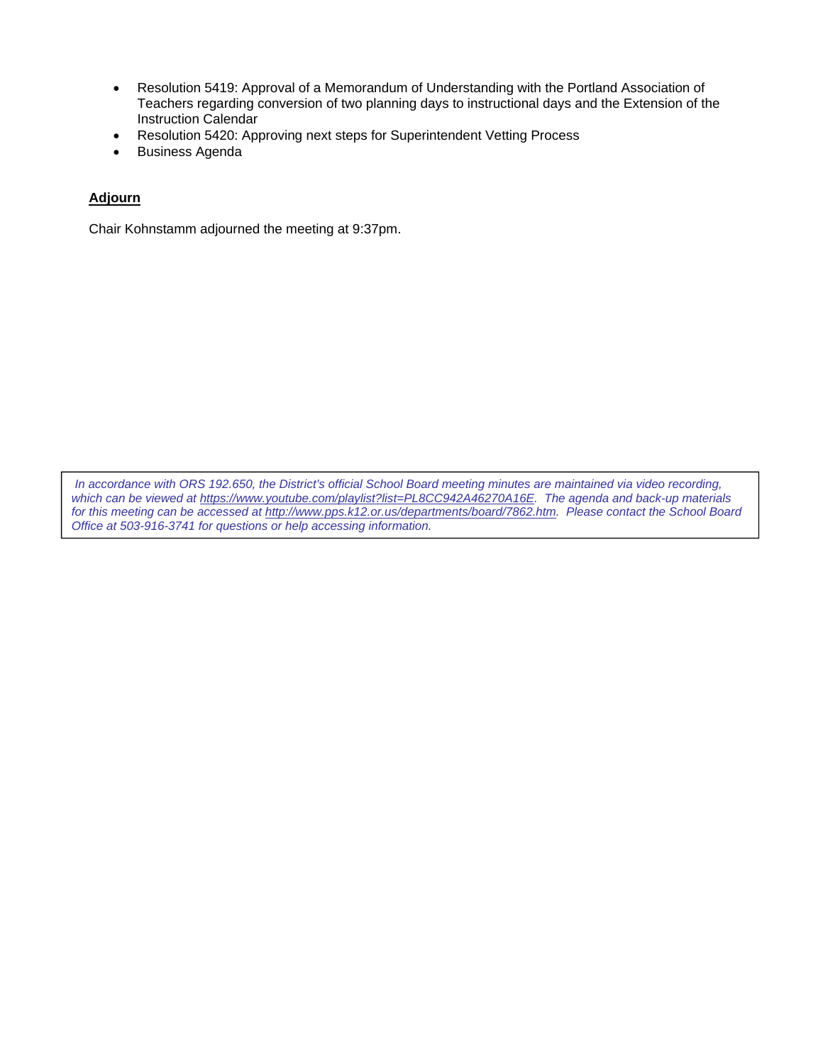- Resolution 5419: Approval of a Memorandum of Understanding with the Portland Association of Teachers regarding conversion of two planning days to instructional days and the Extension of the Instruction Calendar
- Resolution 5420: Approving next steps for Superintendent Vetting Process
- Business Agenda

**Adjourn**

Chair Kohnstamm adjourned the meeting at 9:37pm.

*In accordance with ORS 192.650, the District's official School Board meeting minutes are maintained via video recording, which can be viewed at https://www.youtube.com/playlist?list=PL8CC942A46270A16E. The agenda and back-up materials for this meeting can be accessed at http://www.pps.k12.or.us/departments/board/7862.htm. Please contact the School Board Office at 503-916-3741 for questions or help accessing information.*